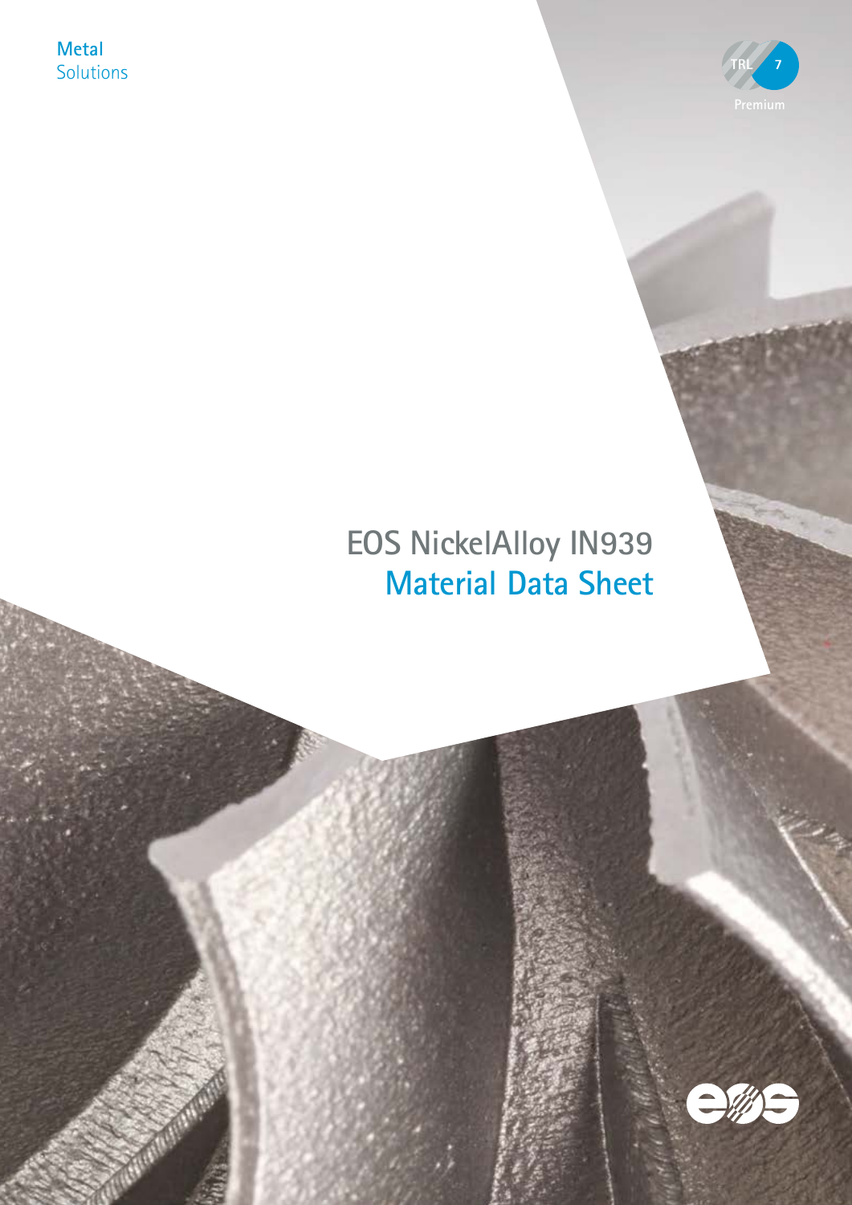Metal
Solutions

TRL 7
Premium

# EOS NickelAlloy IN939
## Material Data Sheet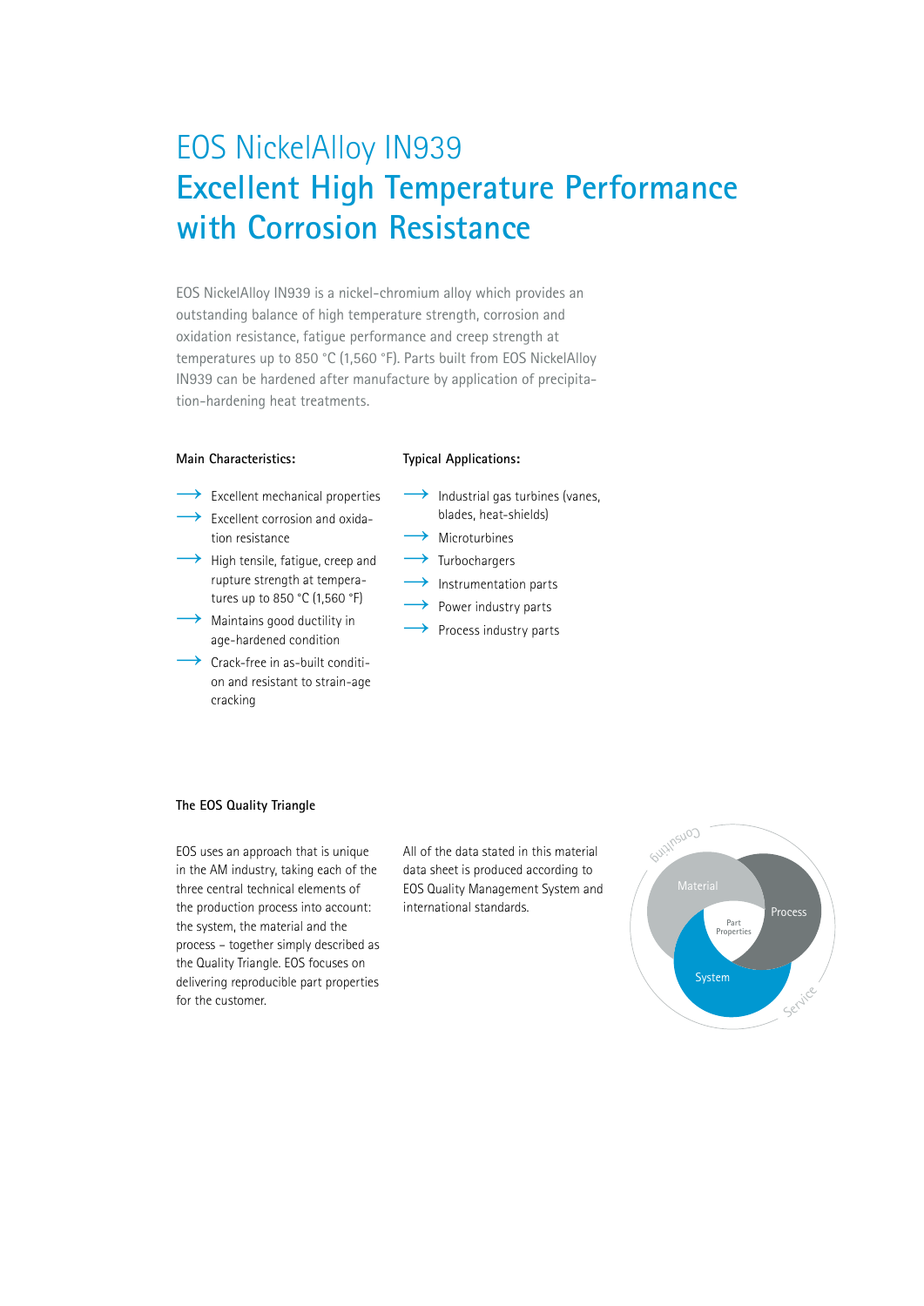# EOS NickelAlloy IN939

## Excellent High Temperature Performance with Corrosion Resistance

EOS NickelAlloy IN939 is a nickel-chromium alloy which provides an outstanding balance of high temperature strength, corrosion and oxidation resistance, fatigue performance and creep strength at temperatures up to 850 °C (1,560 °F). Parts built from EOS NickelAlloy IN939 can be hardened after manufacture by application of precipitation-hardening heat treatments.

**Main Characteristics:**

- Excellent mechanical properties
- Excellent corrosion and oxidation resistance
- High tensile, fatigue, creep and rupture strength at temperatures up to 850 °C (1,560 °F)
- Maintains good ductility in age-hardened condition
- Crack-free in as-built condition and resistant to strain-age cracking

**Typical Applications:**

- Industrial gas turbines (vanes, blades, heat-shields)
- Microturbines
- Turbochargers
- Instrumentation parts
- Power industry parts
- Process industry parts

### The EOS Quality Triangle

EOS uses an approach that is unique in the AM industry, taking each of the three central technical elements of the production process into account: the system, the material and the process – together simply described as the Quality Triangle. EOS focuses on delivering reproducible part properties for the customer.

All of the data stated in this material data sheet is produced according to EOS Quality Management System and international standards.

Consulting

Material

Process

Part Properties

System

Service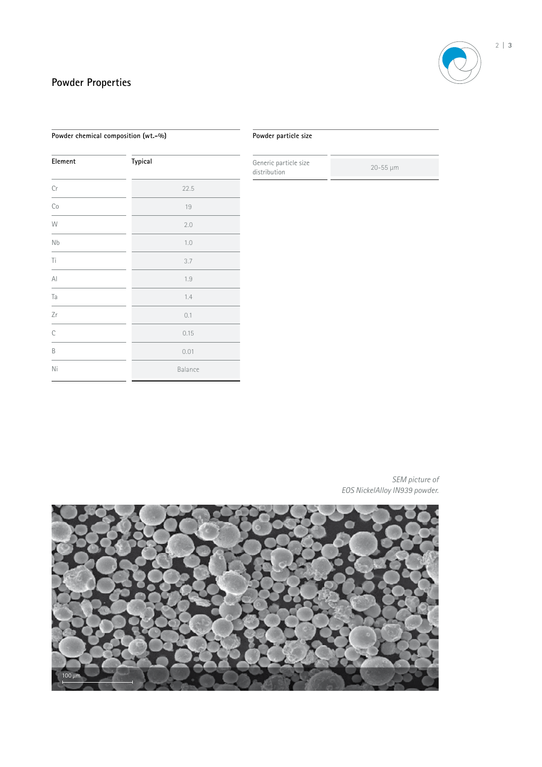## Powder Properties

**Powder chemical composition (wt.-%)**

| Element | Typical |
|---|---|
| Cr | 22.5 |
| Co | 19 |
| W | 2.0 |
| Nb | 1.0 |
| Ti | 3.7 |
| Al | 1.9 |
| Ta | 1.4 |
| Zr | 0.1 |
| C | 0.15 |
| B | 0.01 |
| Ni | Balance |

**Powder particle size**

| Generic particle size distribution | 20-55 µm |
|---|---|

*SEM picture of EOS NickelAlloy IN939 powder.*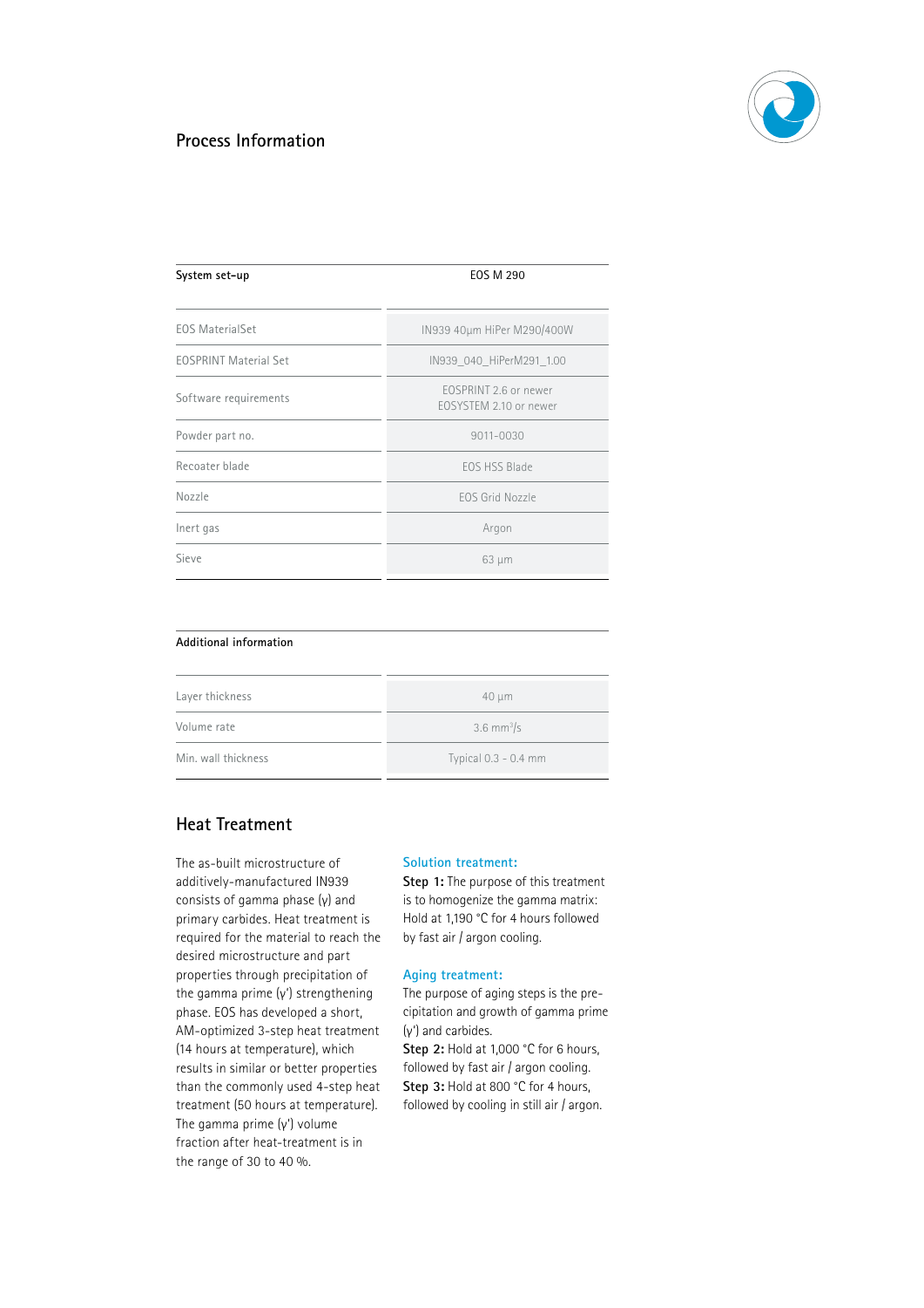## Process Information

| System set-up | EOS M 290 |
|---|---|
| EOS MaterialSet | IN939 40µm HiPer M290/400W |
| EOSPRINT Material Set | IN939_040_HiPerM291_1.00 |
| Software requirements | EOSPRINT 2.6 or newer<br>EOSYSTEM 2.10 or newer |
| Powder part no. | 9011-0030 |
| Recoater blade | EOS HSS Blade |
| Nozzle | EOS Grid Nozzle |
| Inert gas | Argon |
| Sieve | 63 µm |

| Additional information | |
|---|---|
| Layer thickness | 40 µm |
| Volume rate | 3.6 mm³/s |
| Min. wall thickness | Typical 0.3 - 0.4 mm |

## Heat Treatment

The as-built microstructure of additively-manufactured IN939 consists of gamma phase (γ) and primary carbides. Heat treatment is required for the material to reach the desired microstructure and part properties through precipitation of the gamma prime (γ') strengthening phase. EOS has developed a short, AM-optimized 3-step heat treatment (14 hours at temperature), which results in similar or better properties than the commonly used 4-step heat treatment (50 hours at temperature). The gamma prime (γ') volume fraction after heat-treatment is in the range of 30 to 40 %.

### Solution treatment:

**Step 1:** The purpose of this treatment is to homogenize the gamma matrix: Hold at 1,190 °C for 4 hours followed by fast air / argon cooling.

### Aging treatment:

The purpose of aging steps is the precipitation and growth of gamma prime (γ') and carbides.

**Step 2:** Hold at 1,000 °C for 6 hours, followed by fast air / argon cooling.

**Step 3:** Hold at 800 °C for 4 hours, followed by cooling in still air / argon.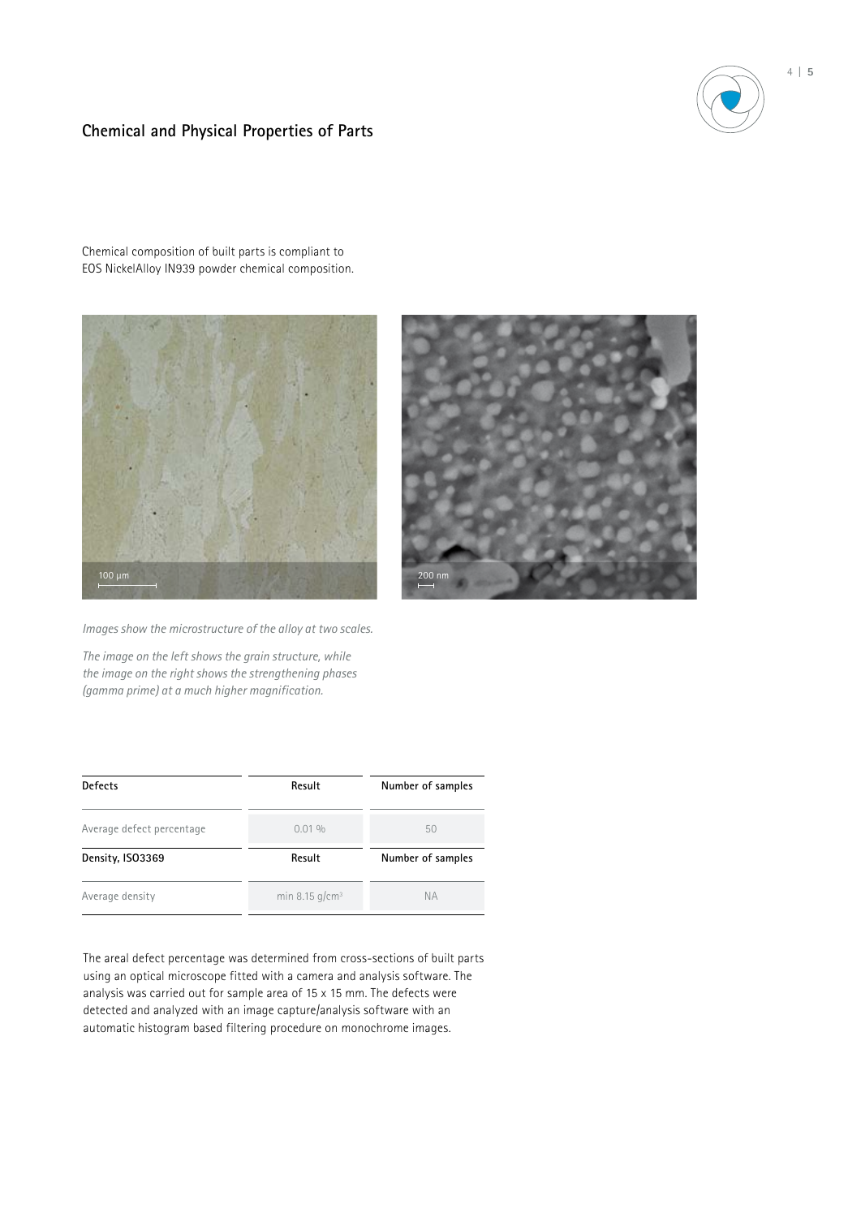## Chemical and Physical Properties of Parts

Chemical composition of built parts is compliant to EOS NickelAlloy IN939 powder chemical composition.

*Images show the microstructure of the alloy at two scales.*

*The image on the left shows the grain structure, while the image on the right shows the strengthening phases (gamma prime) at a much higher magnification.*

| Defects | Result | Number of samples |
|---|---|---|
| Average defect percentage | 0.01 % | 50 |
| **Density, ISO3369** | **Result** | **Number of samples** |
| Average density | min 8.15 g/cm³ | NA |

The areal defect percentage was determined from cross-sections of built parts using an optical microscope fitted with a camera and analysis software. The analysis was carried out for sample area of 15 x 15 mm. The defects were detected and analyzed with an image capture/analysis software with an automatic histogram based filtering procedure on monochrome images.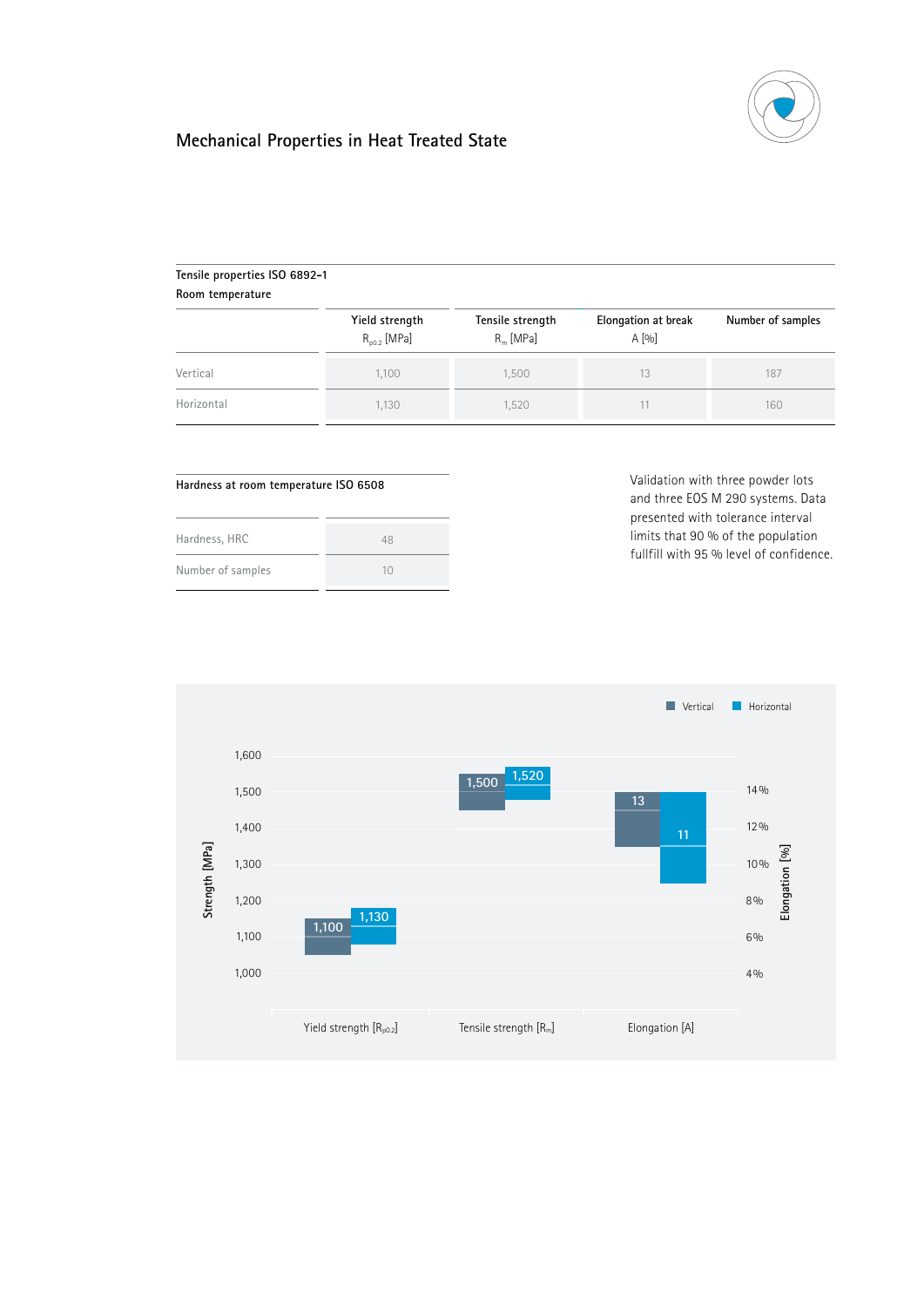## Mechanical Properties in Heat Treated State

**Tensile properties ISO 6892-1**
**Room temperature**

| | Yield strength $R_{p0.2}$ [MPa] | Tensile strength $R_m$ [MPa] | Elongation at break A [%] | Number of samples |
|---|---|---|---|---|
| Vertical | 1,100 | 1,500 | 13 | 187 |
| Horizontal | 1,130 | 1,520 | 11 | 160 |

**Hardness at room temperature ISO 6508**

| | |
|---|---|
| Hardness, HRC | 48 |
| Number of samples | 10 |

Validation with three powder lots and three EOS M 290 systems. Data presented with tolerance interval limits that 90 % of the population fullfill with 95 % level of confidence.

Vertical | Horizontal

| | Vertical | Horizontal |
|---|---|---|
| Yield strength [$R_{p0.2}$] (Strength [MPa]) | 1,100 | 1,130 |
| Tensile strength [$R_m$] (Strength [MPa]) | 1,500 | 1,520 |
| Elongation [A] (Elongation [%]) | 13 | 11 |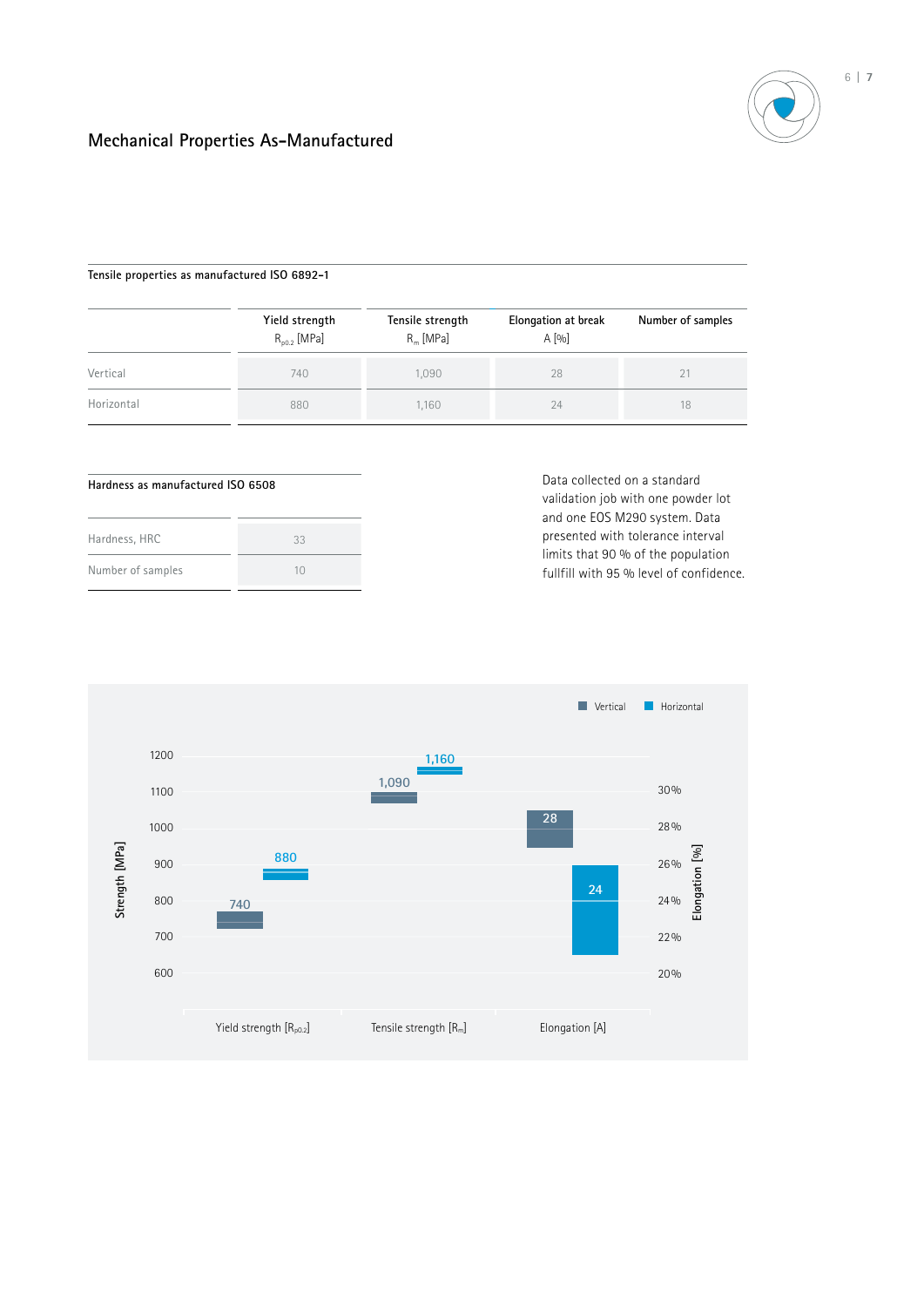## Mechanical Properties As-Manufactured

**Tensile properties as manufactured ISO 6892-1**

| | Yield strength $R_{p0.2}$ [MPa] | Tensile strength $R_m$ [MPa] | Elongation at break A [%] | Number of samples |
|---|---|---|---|---|
| Vertical | 740 | 1,090 | 28 | 21 |
| Horizontal | 880 | 1,160 | 24 | 18 |

**Hardness as manufactured ISO 6508**

| | |
|---|---|
| Hardness, HRC | 33 |
| Number of samples | 10 |

Data collected on a standard validation job with one powder lot and one EOS M290 system. Data presented with tolerance interval limits that 90 % of the population fullfill with 95 % level of confidence.

| | Vertical | Horizontal |
|---|---|---|
| Yield strength [$R_{p0.2}$] (Strength [MPa]) | 740 | 880 |
| Tensile strength [$R_m$] (Strength [MPa]) | 1,090 | 1,160 |
| Elongation [A] (Elongation [%]) | 28 | 24 |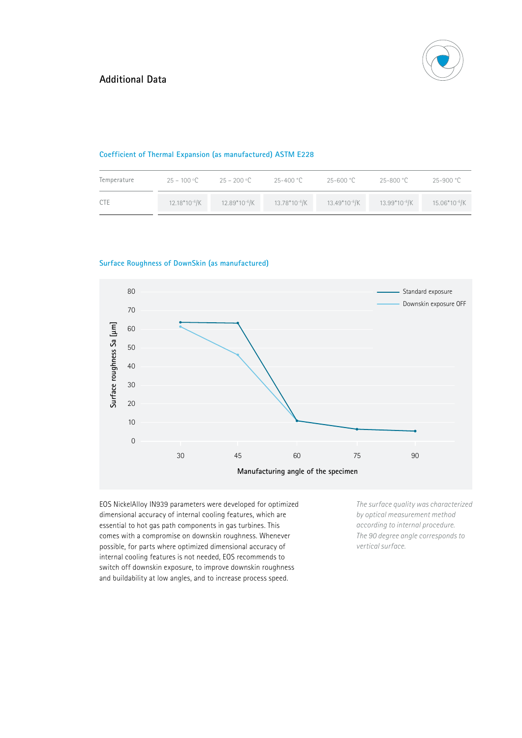## Additional Data

### Coefficient of Thermal Expansion (as manufactured) ASTM E228

| Temperature | 25 – 100 °C | 25 – 200 °C | 25-400 °C | 25-600 °C | 25-800 °C | 25-900 °C |
|---|---|---|---|---|---|---|
| CTE | $12.18*10^{-6}$/K | $12.89*10^{-6}$/K | $13.78*10^{-6}$/K | $13.49*10^{-6}$/K | $13.99*10^{-6}$/K | $15.06*10^{-6}$/K |

### Surface Roughness of DownSkin (as manufactured)

Surface roughness Sa [µm]

80
70
60
50
40
30
20
10
0

30
45
60
75
90

Manufacturing angle of the specimen

Standard exposure
Downskin exposure OFF

EOS NickelAlloy IN939 parameters were developed for optimized dimensional accuracy of internal cooling features, which are essential to hot gas path components in gas turbines. This comes with a compromise on downskin roughness. Whenever possible, for parts where optimized dimensional accuracy of internal cooling features is not needed, EOS recommends to switch off downskin exposure, to improve downskin roughness and buildability at low angles, and to increase process speed.

*The surface quality was characterized by optical measurement method according to internal procedure. The 90 degree angle corresponds to vertical surface.*